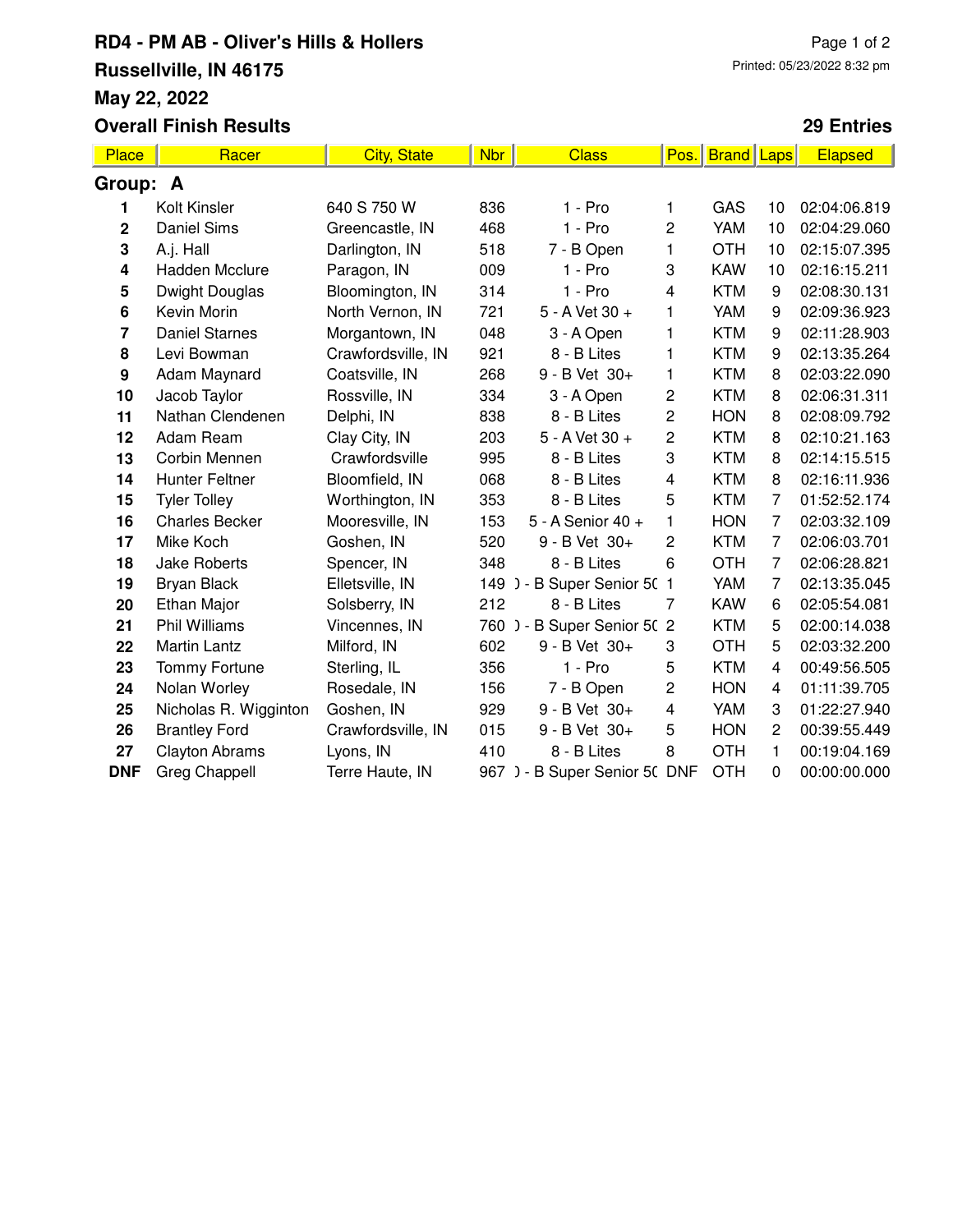# RD4 - PM AB - Oliver's Hills & Hollers

**Russellville, IN 46175**

**May 22, 2022**

Printed: 05/23/2022 8:32 pm

## Overall Finish Results

**29 Entries**

| Place | Racer | City, State | Nbr | Class | Pos. | Brand | Laps | Elapsed |
|---|---|---|---|---|---|---|---|---|
| **Group: A** | | | | | | | | |
| 1 | Kolt Kinsler | 640 S 750 W | 836 | 1 - Pro | 1 | GAS | 10 | 02:04:06.819 |
| 2 | Daniel Sims | Greencastle, IN | 468 | 1 - Pro | 2 | YAM | 10 | 02:04:29.060 |
| 3 | A.j. Hall | Darlington, IN | 518 | 7 - B Open | 1 | OTH | 10 | 02:15:07.395 |
| 4 | Hadden Mcclure | Paragon, IN | 009 | 1 - Pro | 3 | KAW | 10 | 02:16:15.211 |
| 5 | Dwight Douglas | Bloomington, IN | 314 | 1 - Pro | 4 | KTM | 9 | 02:08:30.131 |
| 6 | Kevin Morin | North Vernon, IN | 721 | 5 - A Vet 30 + | 1 | YAM | 9 | 02:09:36.923 |
| 7 | Daniel Starnes | Morgantown, IN | 048 | 3 - A Open | 1 | KTM | 9 | 02:11:28.903 |
| 8 | Levi Bowman | Crawfordsville, IN | 921 | 8 - B Lites | 1 | KTM | 9 | 02:13:35.264 |
| 9 | Adam Maynard | Coatsville, IN | 268 | 9 - B Vet 30+ | 1 | KTM | 8 | 02:03:22.090 |
| 10 | Jacob Taylor | Rossville, IN | 334 | 3 - A Open | 2 | KTM | 8 | 02:06:31.311 |
| 11 | Nathan Clendenen | Delphi, IN | 838 | 8 - B Lites | 2 | HON | 8 | 02:08:09.792 |
| 12 | Adam Ream | Clay City, IN | 203 | 5 - A Vet 30 + | 2 | KTM | 8 | 02:10:21.163 |
| 13 | Corbin Mennen | Crawfordsville | 995 | 8 - B Lites | 3 | KTM | 8 | 02:14:15.515 |
| 14 | Hunter Feltner | Bloomfield, IN | 068 | 8 - B Lites | 4 | KTM | 8 | 02:16:11.936 |
| 15 | Tyler Tolley | Worthington, IN | 353 | 8 - B Lites | 5 | KTM | 7 | 01:52:52.174 |
| 16 | Charles Becker | Mooresville, IN | 153 | 5 - A Senior 40 + | 1 | HON | 7 | 02:03:32.109 |
| 17 | Mike Koch | Goshen, IN | 520 | 9 - B Vet 30+ | 2 | KTM | 7 | 02:06:03.701 |
| 18 | Jake Roberts | Spencer, IN | 348 | 8 - B Lites | 6 | OTH | 7 | 02:06:28.821 |
| 19 | Bryan Black | Elletsville, IN | 149 | ) - B Super Senior 5( | 1 | YAM | 7 | 02:13:35.045 |
| 20 | Ethan Major | Solsberry, IN | 212 | 8 - B Lites | 7 | KAW | 6 | 02:05:54.081 |
| 21 | Phil Williams | Vincennes, IN | 760 | ) - B Super Senior 5( | 2 | KTM | 5 | 02:00:14.038 |
| 22 | Martin Lantz | Milford, IN | 602 | 9 - B Vet 30+ | 3 | OTH | 5 | 02:03:32.200 |
| 23 | Tommy Fortune | Sterling, IL | 356 | 1 - Pro | 5 | KTM | 4 | 00:49:56.505 |
| 24 | Nolan Worley | Rosedale, IN | 156 | 7 - B Open | 2 | HON | 4 | 01:11:39.705 |
| 25 | Nicholas R. Wigginton | Goshen, IN | 929 | 9 - B Vet 30+ | 4 | YAM | 3 | 01:22:27.940 |
| 26 | Brantley Ford | Crawfordsville, IN | 015 | 9 - B Vet 30+ | 5 | HON | 2 | 00:39:55.449 |
| 27 | Clayton Abrams | Lyons, IN | 410 | 8 - B Lites | 8 | OTH | 1 | 00:19:04.169 |
| DNF | Greg Chappell | Terre Haute, IN | 967 | ) - B Super Senior 5( | DNF | OTH | 0 | 00:00:00.000 |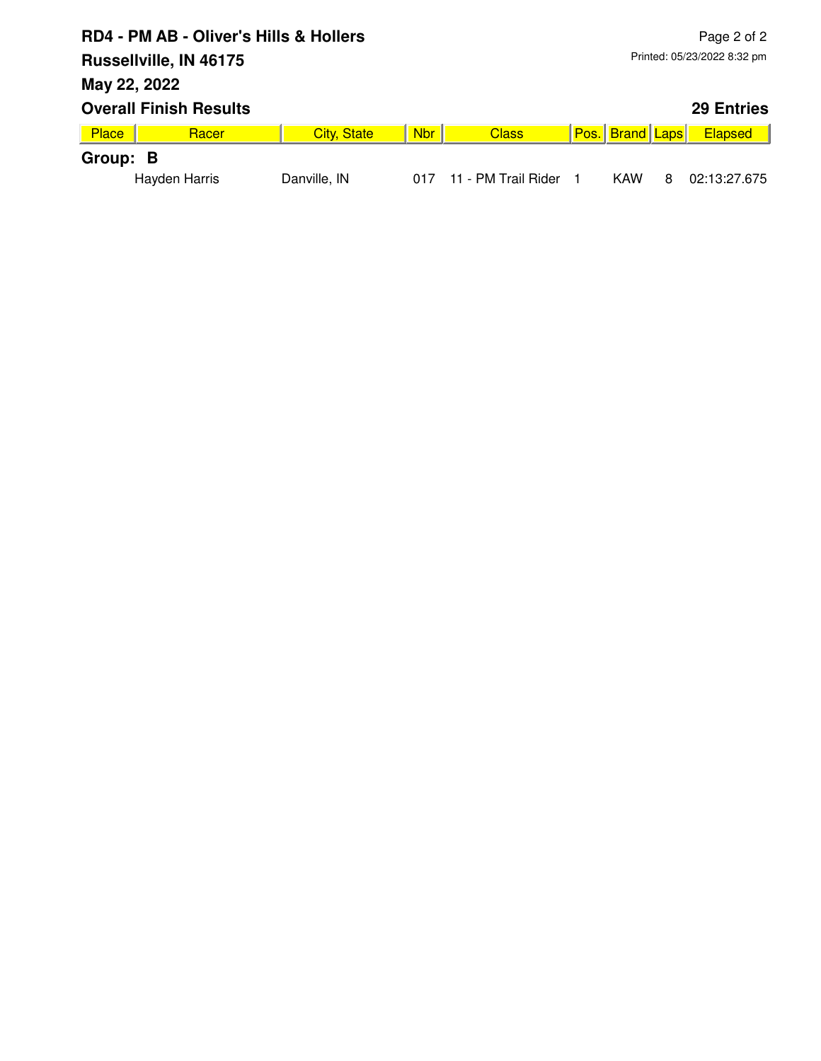# RD4 - PM AB - Oliver's Hills & Hollers

**Russellville, IN 46175**

**May 22, 2022**

**Overall Finish Results** — **29 Entries**

| Place | Racer | City, State | Nbr | Class | Pos. | Brand | Laps | Elapsed |
|---|---|---|---|---|---|---|---|---|
| **Group: B** | | | | | | | | |
| | Hayden Harris | Danville, IN | 017 | 11 - PM Trail Rider | 1 | KAW | 8 | 02:13:27.675 |